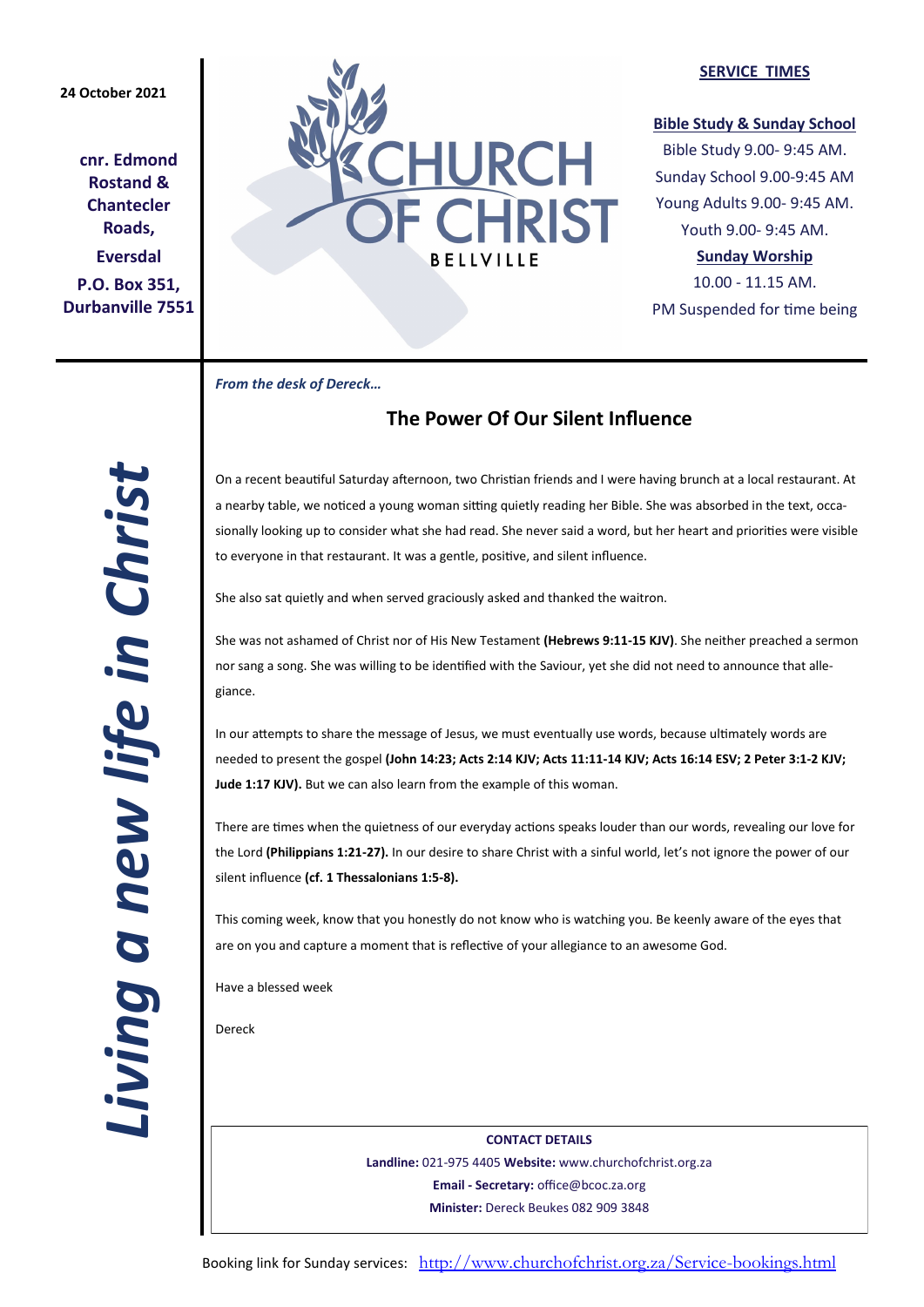24 October 2021

**cnr. Edmond Rostand & Chantecler Roads,**

**Eversdal**

**P.O. Box 351, Durbanville 7551**

# CHURCH OF CHRIST

BELLVILLE

**SERVICE TIMES**

**Bible Study & Sunday School**

Bible Study 9.00- 9:45 AM.

Sunday School 9.00-9:45 AM

Young Adults 9.00- 9:45 AM.

Youth 9.00- 9:45 AM.

**Sunday Worship**

10.00 - 11.15 AM.

PM Suspended for time being

***Living a new life in Christ***

***From the desk of Dereck…***

## The Power Of Our Silent Influence

On a recent beautiful Saturday afternoon, two Christian friends and I were having brunch at a local restaurant. At a nearby table, we noticed a young woman sitting quietly reading her Bible. She was absorbed in the text, occasionally looking up to consider what she had read. She never said a word, but her heart and priorities were visible to everyone in that restaurant. It was a gentle, positive, and silent influence.

She also sat quietly and when served graciously asked and thanked the waitron.

She was not ashamed of Christ nor of His New Testament **(Hebrews 9:11-15 KJV)**. She neither preached a sermon nor sang a song. She was willing to be identified with the Saviour, yet she did not need to announce that allegiance.

In our attempts to share the message of Jesus, we must eventually use words, because ultimately words are needed to present the gospel **(John 14:23; Acts 2:14 KJV; Acts 11:11-14 KJV; Acts 16:14 ESV; 2 Peter 3:1-2 KJV; Jude 1:17 KJV).** But we can also learn from the example of this woman.

There are times when the quietness of our everyday actions speaks louder than our words, revealing our love for the Lord **(Philippians 1:21-27).** In our desire to share Christ with a sinful world, let's not ignore the power of our silent influence **(cf. 1 Thessalonians 1:5-8).**

This coming week, know that you honestly do not know who is watching you. Be keenly aware of the eyes that are on you and capture a moment that is reflective of your allegiance to an awesome God.

Have a blessed week

Dereck

**CONTACT DETAILS**

**Landline:** 021-975 4405 **Website:** www.churchofchrist.org.za

**Email - Secretary:** office@bcoc.za.org

**Minister:** Dereck Beukes 082 909 3848

Booking link for Sunday services: http://www.churchofchrist.org.za/Service-bookings.html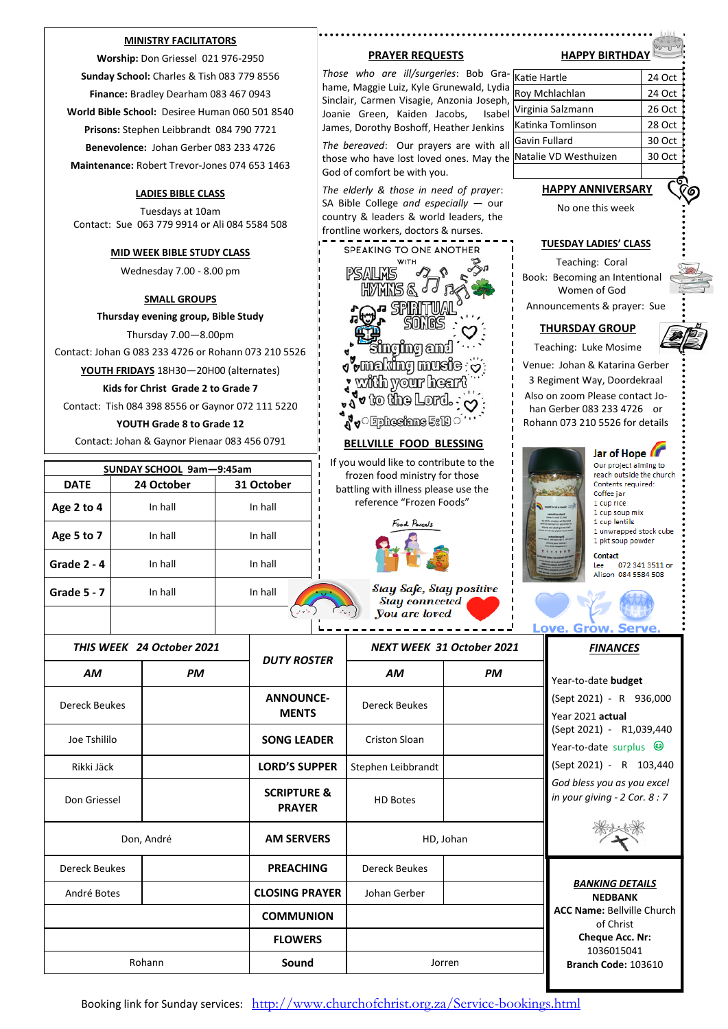## MINISTRY FACILITATORS

**Worship:** Don Griessel 021 976-2950
**Sunday School:** Charles & Tish 083 779 8556
**Finance:** Bradley Dearham 083 467 0943
**World Bible School:** Desiree Human 060 501 8540
**Prisons:** Stephen Leibbrandt 084 790 7721
**Benevolence:** Johan Gerber 083 233 4726
**Maintenance:** Robert Trevor-Jones 074 653 1463

## LADIES BIBLE CLASS

Tuesdays at 10am
Contact: Sue 063 779 9914 or Ali 084 5584 508

## MID WEEK BIBLE STUDY CLASS

Wednesday 7.00 - 8.00 pm

## SMALL GROUPS

**Thursday evening group, Bible Study**
Thursday 7.00—8.00pm
Contact: Johan G 083 233 4726 or Rohann 073 210 5526

**YOUTH FRIDAYS** 18H30—20H00 (alternates)

**Kids for Christ Grade 2 to Grade 7**
Contact: Tish 084 398 8556 or Gaynor 072 111 5220

**YOUTH Grade 8 to Grade 12**
Contact: Johan & Gaynor Pienaar 083 456 0791

| SUNDAY SCHOOL 9am—9:45am | | |
|---|---|---|
| **DATE** | **24 October** | **31 October** |
| **Age 2 to 4** | In hall | In hall |
| **Age 5 to 7** | In hall | In hall |
| **Grade 2 - 4** | In hall | In hall |
| **Grade 5 - 7** | In hall | In hall |
| | | |

## PRAYER REQUESTS

*Those who are ill/surgeries*: Bob Grahame, Maggie Luiz, Kyle Grunewald, Lydia Sinclair, Carmen Visagie, Anzonia Joseph, Joanie Green, Kaiden Jacobs, Isabel James, Dorothy Boshoff, Heather Jenkins

*The bereaved*: Our prayers are with all those who have lost loved ones. May the God of comfort be with you.

*The elderly & those in need of prayer*: SA Bible College *and especially* — our country & leaders & world leaders, the frontline workers, doctors & nurses.

SPEAKING TO ONE ANOTHER WITH PSALMS HYMNS & SPIRITUAL SONGS singing and making music with your heart to the Lord. Ephesians 5:19

## BELLVILLE FOOD BLESSING

If you would like to contribute to the frozen food ministry for those battling with illness please use the reference "Frozen Foods"

Food Parcels

*Stay Safe, Stay positive*
*Stay connected*
*You are loved*

## HAPPY BIRTHDAY

| | |
|---|---|
| Katie Hartle | 24 Oct |
| Roy Mchlachlan | 24 Oct |
| Virginia Salzmann | 26 Oct |
| Katinka Tomlinson | 28 Oct |
| Gavin Fullard | 30 Oct |
| Natalie VD Westhuizen | 30 Oct |
| | |

## HAPPY ANNIVERSARY

No one this week

## TUESDAY LADIES' CLASS

Teaching: Coral
Book: Becoming an Intentional Women of God
Announcements & prayer: Sue

## THURSDAY GROUP

Teaching: Luke Mosime
Venue: Johan & Katarina Gerber
3 Regiment Way, Doordekraal
Also on zoom Please contact Johan Gerber 083 233 4726 or Rohann 073 210 5526 for details

**Jar of Hope**
Our project aiming to reach outside the church
Contents required:
Coffee jar
1 cup rice
1 cup soup mix
1 cup lentils
1 unwrapped stock cube
1 pkt soup powder

**Contact**
Lee 072 341 3511 or
Alison 084 5584 508

Love. Grow. Serve.

| THIS WEEK 24 October 2021 | | DUTY ROSTER | NEXT WEEK 31 October 2021 | |
|---|---|---|---|---|
| **AM** | **PM** | | **AM** | **PM** |
| Dereck Beukes | | **ANNOUNCEMENTS** | Dereck Beukes | |
| Joe Tshilillo | | **SONG LEADER** | Criston Sloan | |
| Rikki Jäck | | **LORD'S SUPPER** | Stephen Leibbrandt | |
| Don Griessel | | **SCRIPTURE & PRAYER** | HD Botes | |
| Don, André | | **AM SERVERS** | HD, Johan | |
| Dereck Beukes | | **PREACHING** | Dereck Beukes | |
| André Botes | | **CLOSING PRAYER** | Johan Gerber | |
| | | **COMMUNION** | | |
| | | **FLOWERS** | | |
| Rohann | | **Sound** | Jorren | |

## FINANCES

Year-to-date **budget**
(Sept 2021) - R 936,000
Year 2021 **actual**
(Sept 2021) - R1,039,440
Year-to-date surplus ☺
(Sept 2021) - R 103,440

*God bless you as you excel in your giving - 2 Cor. 8 : 7*

***BANKING DETAILS***
**NEDBANK**
**ACC Name:** Bellville Church of Christ
**Cheque Acc. Nr:** 1036015041
**Branch Code:** 103610

Booking link for Sunday services: http://www.churchofchrist.org.za/Service-bookings.html